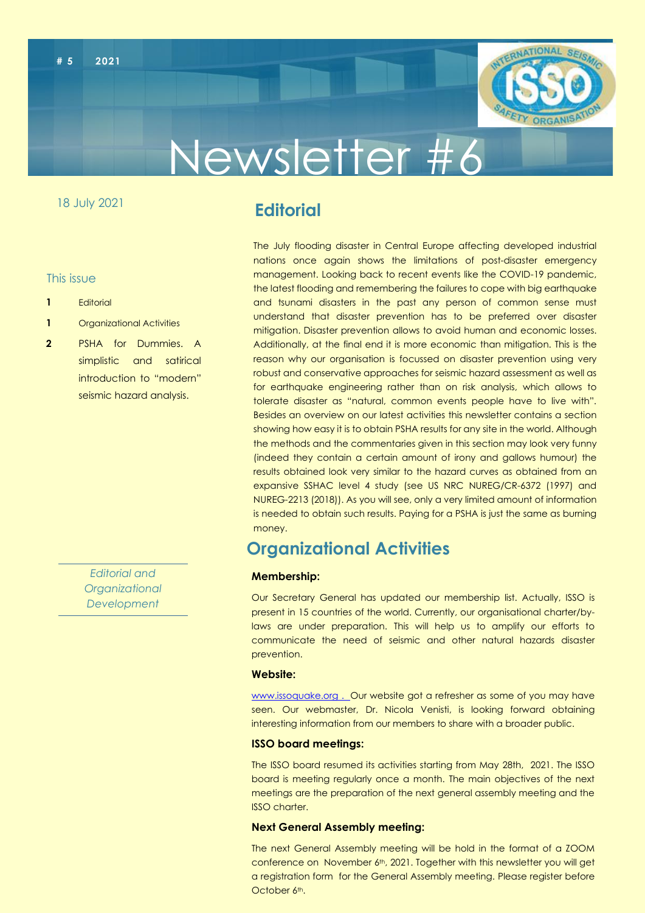# 5 2021

INTERNATIONAL SEISMIC SAFETY ORGANISATION ISSO

# Newsletter #6

18 July 2021

## This issue

- **1** Editorial
- **1** Organizational Activities
- **2** PSHA for Dummies. A simplistic and satirical introduction to "modern" seismic hazard analysis.

*Editorial and Organizational Development*

## Editorial

The July flooding disaster in Central Europe affecting developed industrial nations once again shows the limitations of post-disaster emergency management. Looking back to recent events like the COVID-19 pandemic, the latest flooding and remembering the failures to cope with big earthquake and tsunami disasters in the past any person of common sense must understand that disaster prevention has to be preferred over disaster mitigation. Disaster prevention allows to avoid human and economic losses. Additionally, at the final end it is more economic than mitigation. This is the reason why our organisation is focussed on disaster prevention using very robust and conservative approaches for seismic hazard assessment as well as for earthquake engineering rather than on risk analysis, which allows to tolerate disaster as "natural, common events people have to live with". Besides an overview on our latest activities this newsletter contains a section showing how easy it is to obtain PSHA results for any site in the world. Although the methods and the commentaries given in this section may look very funny (indeed they contain a certain amount of irony and gallows humour) the results obtained look very similar to the hazard curves as obtained from an expansive SSHAC level 4 study (see US NRC NUREG/CR-6372 (1997) and NUREG-2213 (2018)). As you will see, only a very limited amount of information is needed to obtain such results. Paying for a PSHA is just the same as burning money.

## Organizational Activities

### Membership:

Our Secretary General has updated our membership list. Actually, ISSO is present in 15 countries of the world. Currently, our organisational charter/by-laws are under preparation. This will help us to amplify our efforts to communicate the need of seismic and other natural hazards disaster prevention.

### Website:

www.issoquake.org . Our website got a refresher as some of you may have seen. Our webmaster, Dr. Nicola Venisti, is looking forward obtaining interesting information from our members to share with a broader public.

### ISSO board meetings:

The ISSO board resumed its activities starting from May 28th, 2021. The ISSO board is meeting regularly once a month. The main objectives of the next meetings are the preparation of the next general assembly meeting and the ISSO charter.

### Next General Assembly meeting:

The next General Assembly meeting will be hold in the format of a ZOOM conference on November 6th, 2021. Together with this newsletter you will get a registration form for the General Assembly meeting. Please register before October 6th.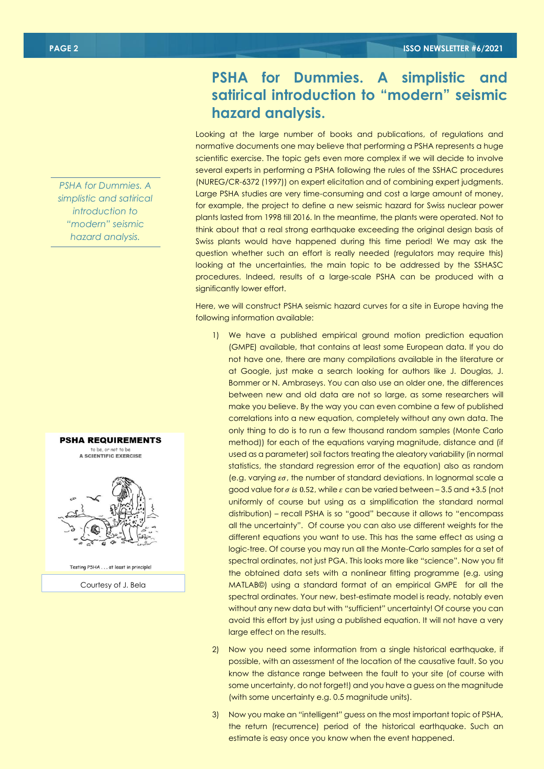# PSHA for Dummies. A simplistic and satirical introduction to "modern" seismic hazard analysis.

*PSHA for Dummies. A simplistic and satirical introduction to "modern" seismic hazard analysis.*

Looking at the large number of books and publications, of regulations and normative documents one may believe that performing a PSHA represents a huge scientific exercise. The topic gets even more complex if we will decide to involve several experts in performing a PSHA following the rules of the SSHAC procedures (NUREG/CR-6372 (1997)) on expert elicitation and of combining expert judgments. Large PSHA studies are very time-consuming and cost a large amount of money, for example, the project to define a new seismic hazard for Swiss nuclear power plants lasted from 1998 till 2016. In the meantime, the plants were operated. Not to think about that a real strong earthquake exceeding the original design basis of Swiss plants would have happened during this time period! We may ask the question whether such an effort is really needed (regulators may require this) looking at the uncertainties, the main topic to be addressed by the SSHASC procedures. Indeed, results of a large-scale PSHA can be produced with a significantly lower effort.

Here, we will construct PSHA seismic hazard curves for a site in Europe having the following information available:

1) We have a published empirical ground motion prediction equation (GMPE) available, that contains at least some European data. If you do not have one, there are many compilations available in the literature or at Google, just make a search looking for authors like J. Douglas, J. Bommer or N. Ambraseys. You can also use an older one, the differences between new and old data are not so large, as some researchers will make you believe. By the way you can even combine a few of published correlations into a new equation, completely without any own data. The only thing to do is to run a few thousand random samples (Monte Carlo method)) for each of the equations varying magnitude, distance and (if used as a parameter) soil factors treating the aleatory variability (in normal statistics, the standard regression error of the equation) also as random (e.g. varying $\varepsilon\sigma$, the number of standard deviations. In lognormal scale a good value for $\sigma$ *is* 0.52, while $\varepsilon$ can be varied between – 3.5 and +3.5 (not uniformly of course but using as a simplification the standard normal distribution) – recall PSHA is so "good" because it allows to "encompass all the uncertainty". Of course you can also use different weights for the different equations you want to use. This has the same effect as using a logic-tree. Of course you may run all the Monte-Carlo samples for a set of spectral ordinates, not just PGA. This looks more like "science". Now you fit the obtained data sets with a nonlinear fitting programme (e.g. using MATLAB©) using a standard format of an empirical GMPE for all the spectral ordinates. Your new, best-estimate model is ready, notably even without any new data but with "sufficient" uncertainty! Of course you can avoid this effort by just using a published equation. It will not have a very large effect on the results.

2) Now you need some information from a single historical earthquake, if possible, with an assessment of the location of the causative fault. So you know the distance range between the fault to your site (of course with some uncertainty, do not forget!) and you have a guess on the magnitude (with some uncertainty e.g. 0.5 magnitude units).

3) Now you make an "intelligent" guess on the most important topic of PSHA, the return (recurrence) period of the historical earthquake. Such an estimate is easy once you know when the event happened.

**PSHA REQUIREMENTS**

to be, or not to be
A SCIENTIFIC EXERCISE

Testing PSHA . . . at least in principle!

Courtesy of J. Bela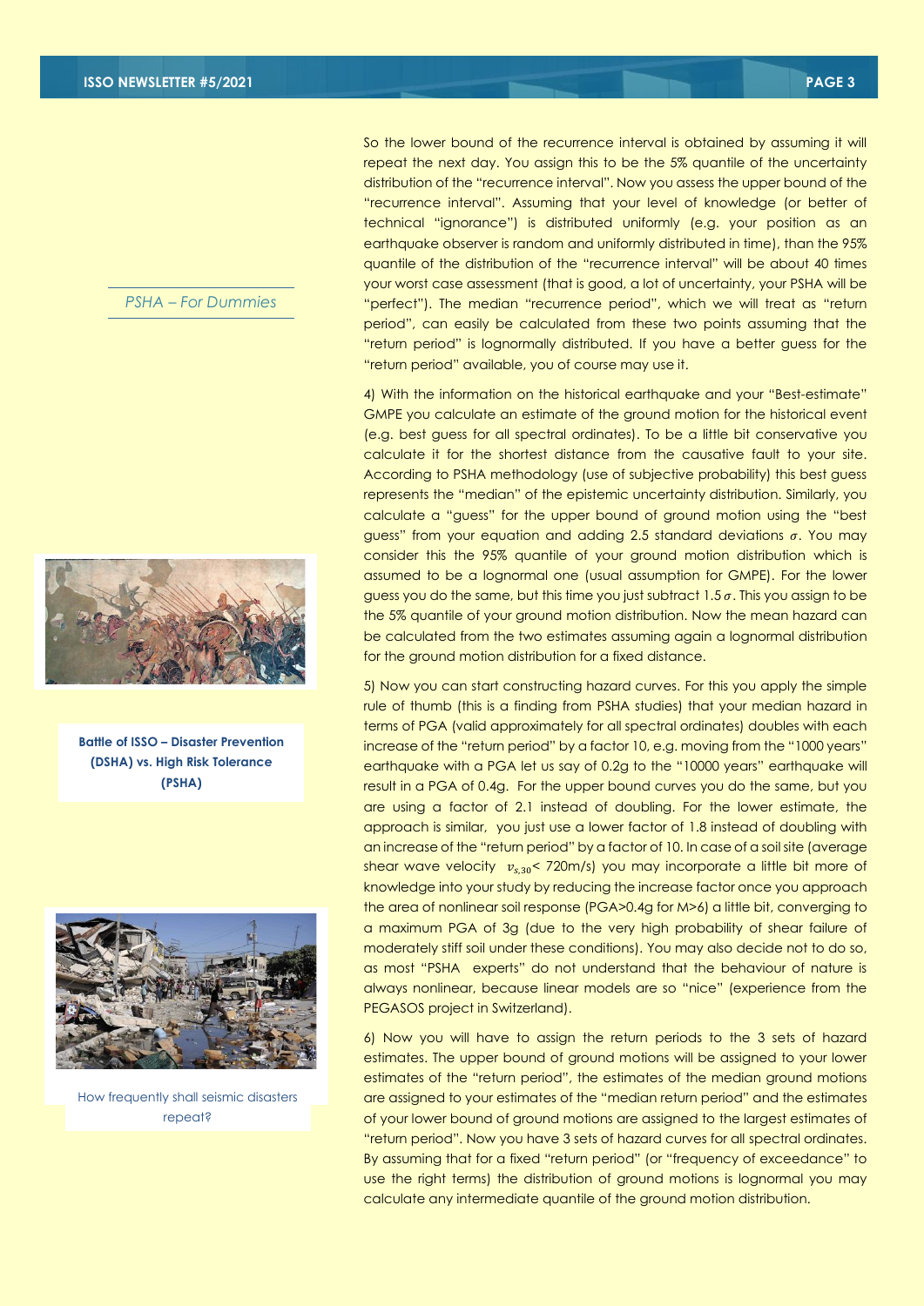*PSHA – For Dummies*

**Battle of ISSO – Disaster Prevention (DSHA) vs. High Risk Tolerance (PSHA)**

How frequently shall seismic disasters repeat?

So the lower bound of the recurrence interval is obtained by assuming it will repeat the next day. You assign this to be the 5% quantile of the uncertainty distribution of the "recurrence interval". Now you assess the upper bound of the "recurrence interval". Assuming that your level of knowledge (or better of technical "ignorance") is distributed uniformly (e.g. your position as an earthquake observer is random and uniformly distributed in time), than the 95% quantile of the distribution of the "recurrence interval" will be about 40 times your worst case assessment (that is good, a lot of uncertainty, your PSHA will be "perfect"). The median "recurrence period", which we will treat as "return period", can easily be calculated from these two points assuming that the "return period" is lognormally distributed. If you have a better guess for the "return period" available, you of course may use it.

4) With the information on the historical earthquake and your "Best-estimate" GMPE you calculate an estimate of the ground motion for the historical event (e.g. best guess for all spectral ordinates). To be a little bit conservative you calculate it for the shortest distance from the causative fault to your site. According to PSHA methodology (use of subjective probability) this best guess represents the "median" of the epistemic uncertainty distribution. Similarly, you calculate a "guess" for the upper bound of ground motion using the "best guess" from your equation and adding 2.5 standard deviations $\sigma$. You may consider this the 95% quantile of your ground motion distribution which is assumed to be a lognormal one (usual assumption for GMPE). For the lower guess you do the same, but this time you just subtract $1.5\sigma$. This you assign to be the 5% quantile of your ground motion distribution. Now the mean hazard can be calculated from the two estimates assuming again a lognormal distribution for the ground motion distribution for a fixed distance.

5) Now you can start constructing hazard curves. For this you apply the simple rule of thumb (this is a finding from PSHA studies) that your median hazard in terms of PGA (valid approximately for all spectral ordinates) doubles with each increase of the "return period" by a factor 10, e.g. moving from the "1000 years" earthquake with a PGA let us say of 0.2g to the "10000 years" earthquake will result in a PGA of 0.4g. For the upper bound curves you do the same, but you are using a factor of 2.1 instead of doubling. For the lower estimate, the approach is similar, you just use a lower factor of 1.8 instead of doubling with an increase of the "return period" by a factor of 10. In case of a soil site (average shear wave velocity $v_{s,30}$< 720m/s) you may incorporate a little bit more of knowledge into your study by reducing the increase factor once you approach the area of nonlinear soil response (PGA>0.4g for M>6) a little bit, converging to a maximum PGA of 3g (due to the very high probability of shear failure of moderately stiff soil under these conditions). You may also decide not to do so, as most "PSHA experts" do not understand that the behaviour of nature is always nonlinear, because linear models are so "nice" (experience from the PEGASOS project in Switzerland).

6) Now you will have to assign the return periods to the 3 sets of hazard estimates. The upper bound of ground motions will be assigned to your lower estimates of the "return period", the estimates of the median ground motions are assigned to your estimates of the "median return period" and the estimates of your lower bound of ground motions are assigned to the largest estimates of "return period". Now you have 3 sets of hazard curves for all spectral ordinates. By assuming that for a fixed "return period" (or "frequency of exceedance" to use the right terms) the distribution of ground motions is lognormal you may calculate any intermediate quantile of the ground motion distribution.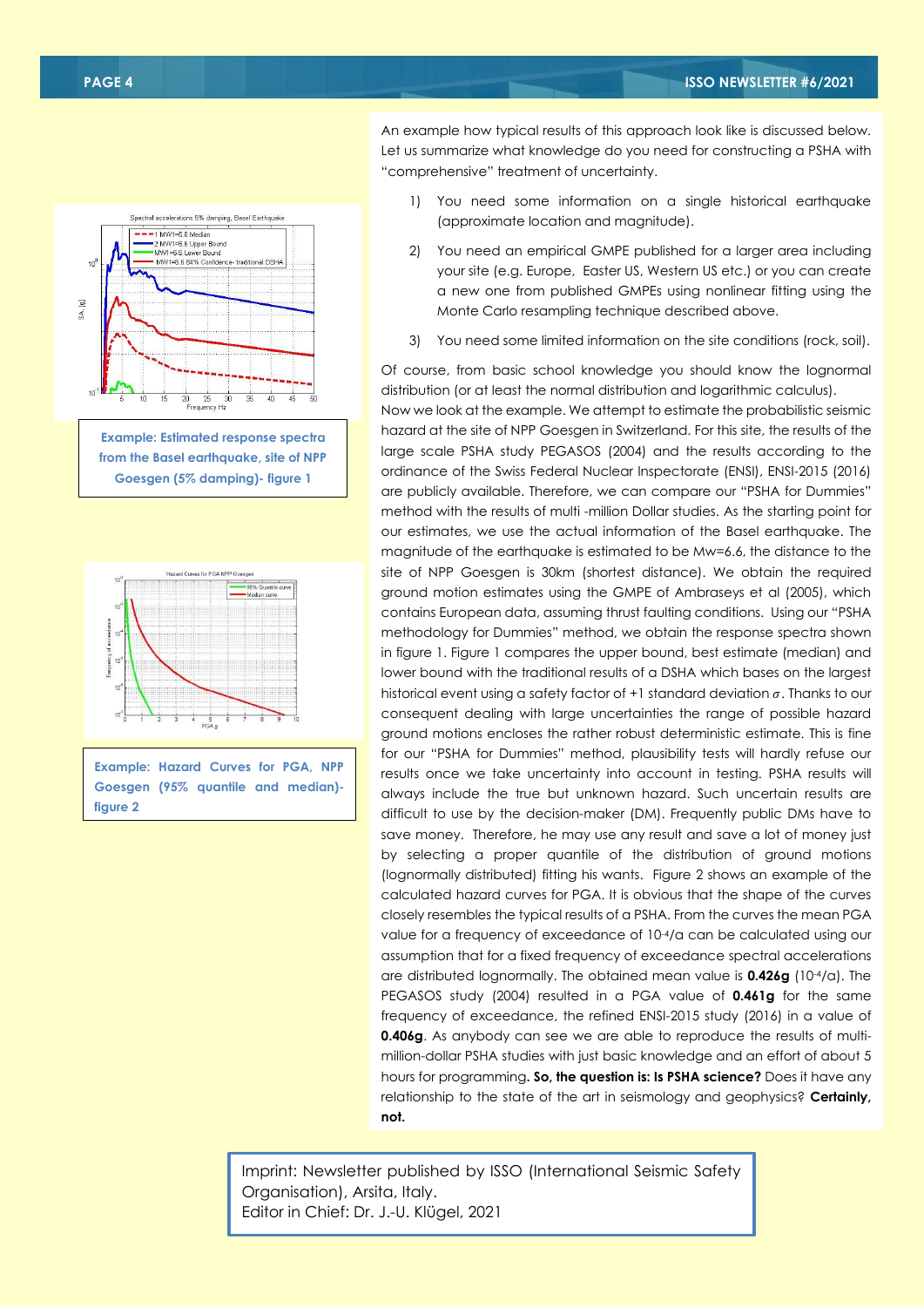Spectral accelerations 5% damping, Basel Earthquake

1 MW1=6.6 Median

2 MW1=6.6 Upper Bound

MW1=6.6 Lower Bound

MW1=6.6 84% Confidence- traditional DSHA

SA [g]

$10^0$

$10^{-1}$

5 10 15 20 25 30 35 40 45 50

Frequency Hz

Example: Estimated response spectra from the Basel earthquake, site of NPP Goesgen (5% damping)- figure 1

Hazard Curves for PGA NPP Goesgen

95% Quantile curve

Median curve

Frequency of exceedance

0 1 2 3 4 5 6 7 8 9 10

PGA g

Example: Hazard Curves for PGA, NPP Goesgen (95% quantile and median)- figure 2

An example how typical results of this approach look like is discussed below. Let us summarize what knowledge do you need for constructing a PSHA with "comprehensive" treatment of uncertainty.

1) You need some information on a single historical earthquake (approximate location and magnitude).
2) You need an empirical GMPE published for a larger area including your site (e.g. Europe, Easter US, Western US etc.) or you can create a new one from published GMPEs using nonlinear fitting using the Monte Carlo resampling technique described above.
3) You need some limited information on the site conditions (rock, soil).

Of course, from basic school knowledge you should know the lognormal distribution (or at least the normal distribution and logarithmic calculus).

Now we look at the example. We attempt to estimate the probabilistic seismic hazard at the site of NPP Goesgen in Switzerland. For this site, the results of the large scale PSHA study PEGASOS (2004) and the results according to the ordinance of the Swiss Federal Nuclear Inspectorate (ENSI), ENSI-2015 (2016) are publicly available. Therefore, we can compare our "PSHA for Dummies" method with the results of multi -million Dollar studies. As the starting point for our estimates, we use the actual information of the Basel earthquake. The magnitude of the earthquake is estimated to be Mw=6.6, the distance to the site of NPP Goesgen is 30km (shortest distance). We obtain the required ground motion estimates using the GMPE of Ambraseys et al (2005), which contains European data, assuming thrust faulting conditions. Using our "PSHA methodology for Dummies" method, we obtain the response spectra shown in figure 1. Figure 1 compares the upper bound, best estimate (median) and lower bound with the traditional results of a DSHA which bases on the largest historical event using a safety factor of +1 standard deviation $\sigma$. Thanks to our consequent dealing with large uncertainties the range of possible hazard ground motions encloses the rather robust deterministic estimate. This is fine for our "PSHA for Dummies" method, plausibility tests will hardly refuse our results once we take uncertainty into account in testing. PSHA results will always include the true but unknown hazard. Such uncertain results are difficult to use by the decision-maker (DM). Frequently public DMs have to save money. Therefore, he may use any result and save a lot of money just by selecting a proper quantile of the distribution of ground motions (lognormally distributed) fitting his wants. Figure 2 shows an example of the calculated hazard curves for PGA. It is obvious that the shape of the curves closely resembles the typical results of a PSHA. From the curves the mean PGA value for a frequency of exceedance of $10^{-4}$/a can be calculated using our assumption that for a fixed frequency of exceedance spectral accelerations are distributed lognormally. The obtained mean value is **0.426g** ($10^{-4}$/a). The PEGASOS study (2004) resulted in a PGA value of **0.461g** for the same frequency of exceedance, the refined ENSI-2015 study (2016) in a value of **0.406g**. As anybody can see we are able to reproduce the results of multi-million-dollar PSHA studies with just basic knowledge and an effort of about 5 hours for programming**. So, the question is: Is PSHA science?** Does it have any relationship to the state of the art in seismology and geophysics? **Certainly, not.**

Imprint: Newsletter published by ISSO (International Seismic Safety Organisation), Arsita, Italy.
Editor in Chief: Dr. J.-U. Klügel, 2021